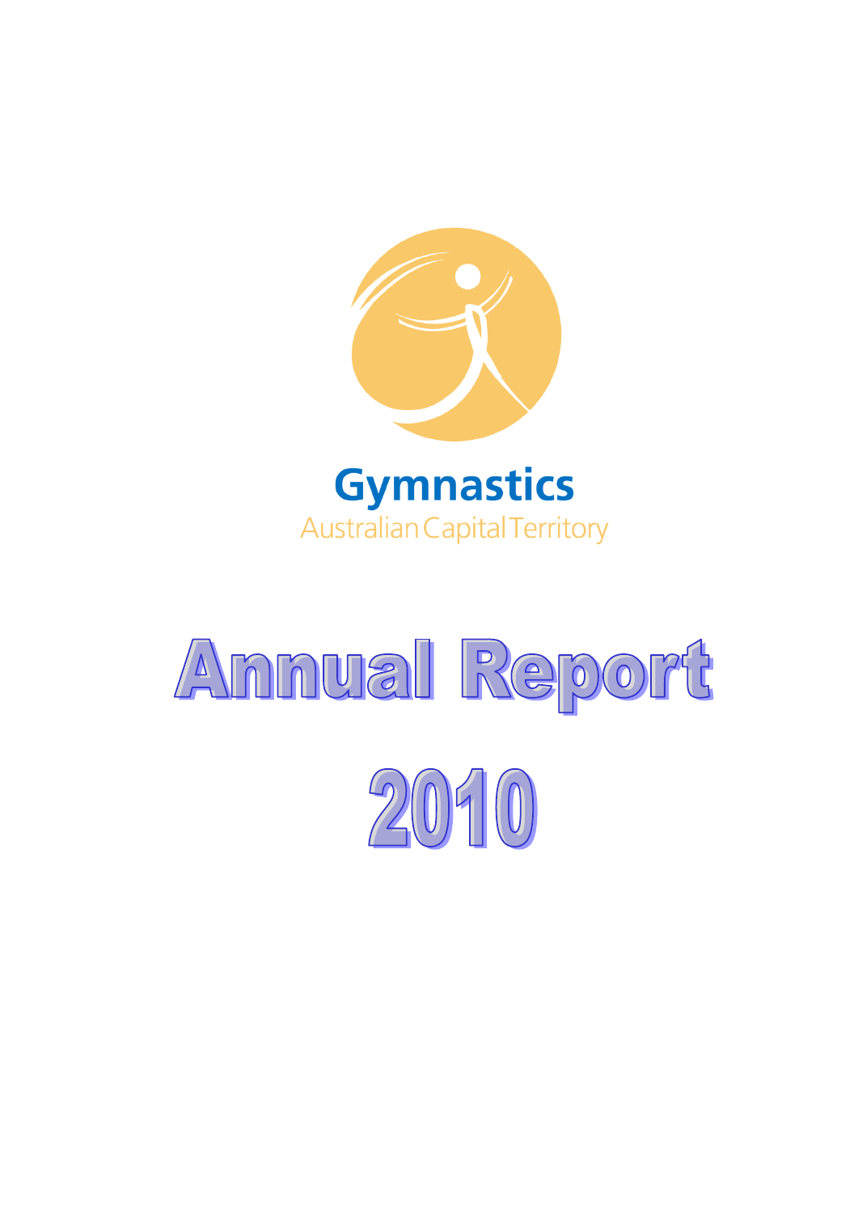Gymnastics

Australian Capital Territory

# Annual Report

# 2010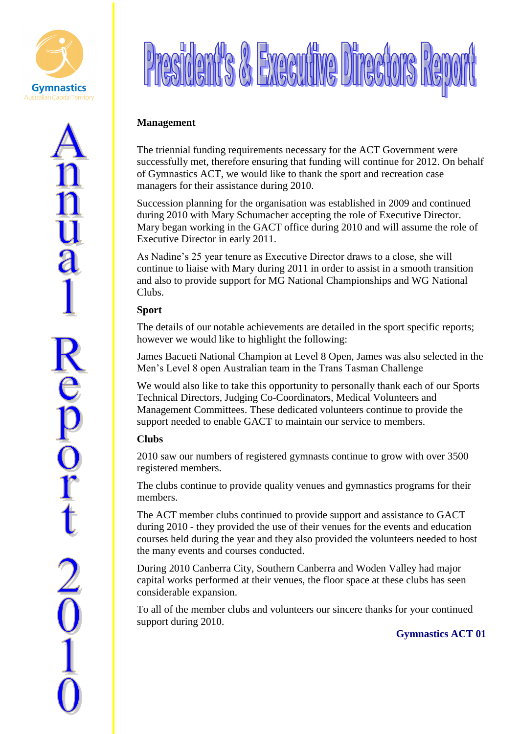# President's & Executive Directors Report

**Management**

The triennial funding requirements necessary for the ACT Government were successfully met, therefore ensuring that funding will continue for 2012. On behalf of Gymnastics ACT, we would like to thank the sport and recreation case managers for their assistance during 2010.

Succession planning for the organisation was established in 2009 and continued during 2010 with Mary Schumacher accepting the role of Executive Director. Mary began working in the GACT office during 2010 and will assume the role of Executive Director in early 2011.

As Nadine's 25 year tenure as Executive Director draws to a close, she will continue to liaise with Mary during 2011 in order to assist in a smooth transition and also to provide support for MG National Championships and WG National Clubs.

**Sport**

The details of our notable achievements are detailed in the sport specific reports; however we would like to highlight the following:

James Bacueti National Champion at Level 8 Open, James was also selected in the Men's Level 8 open Australian team in the Trans Tasman Challenge

We would also like to take this opportunity to personally thank each of our Sports Technical Directors, Judging Co-Coordinators, Medical Volunteers and Management Committees. These dedicated volunteers continue to provide the support needed to enable GACT to maintain our service to members.

**Clubs**

2010 saw our numbers of registered gymnasts continue to grow with over 3500 registered members.

The clubs continue to provide quality venues and gymnastics programs for their members.

The ACT member clubs continued to provide support and assistance to GACT during 2010 - they provided the use of their venues for the events and education courses held during the year and they also provided the volunteers needed to host the many events and courses conducted.

During 2010 Canberra City, Southern Canberra and Woden Valley had major capital works performed at their venues, the floor space at these clubs has seen considerable expansion.

To all of the member clubs and volunteers our sincere thanks for your continued support during 2010.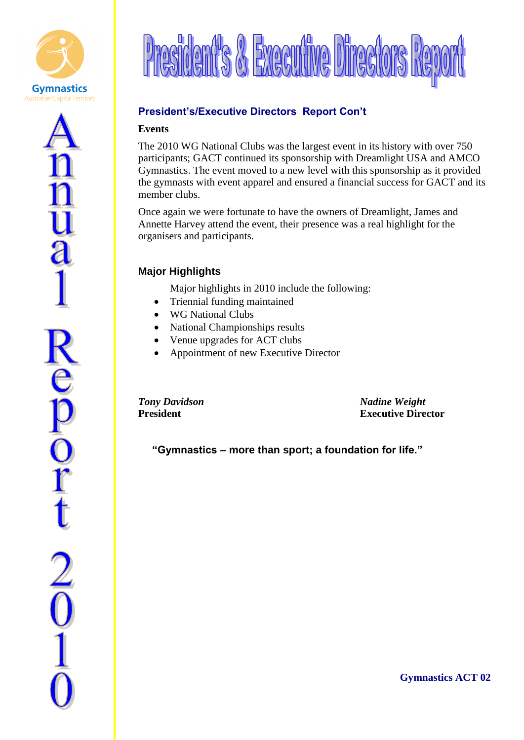# President's & Executive Directors Report

## President's/Executive Directors Report Con't

**Events**

The 2010 WG National Clubs was the largest event in its history with over 750 participants; GACT continued its sponsorship with Dreamlight USA and AMCO Gymnastics. The event moved to a new level with this sponsorship as it provided the gymnasts with event apparel and ensured a financial success for GACT and its member clubs.

Once again we were fortunate to have the owners of Dreamlight, James and Annette Harvey attend the event, their presence was a real highlight for the organisers and participants.

### Major Highlights

Major highlights in 2010 include the following:

- Triennial funding maintained
- WG National Clubs
- National Championships results
- Venue upgrades for ACT clubs
- Appointment of new Executive Director

***Tony Davidson***
**President**

***Nadine Weight***
**Executive Director**

**"Gymnastics – more than sport; a foundation for life."**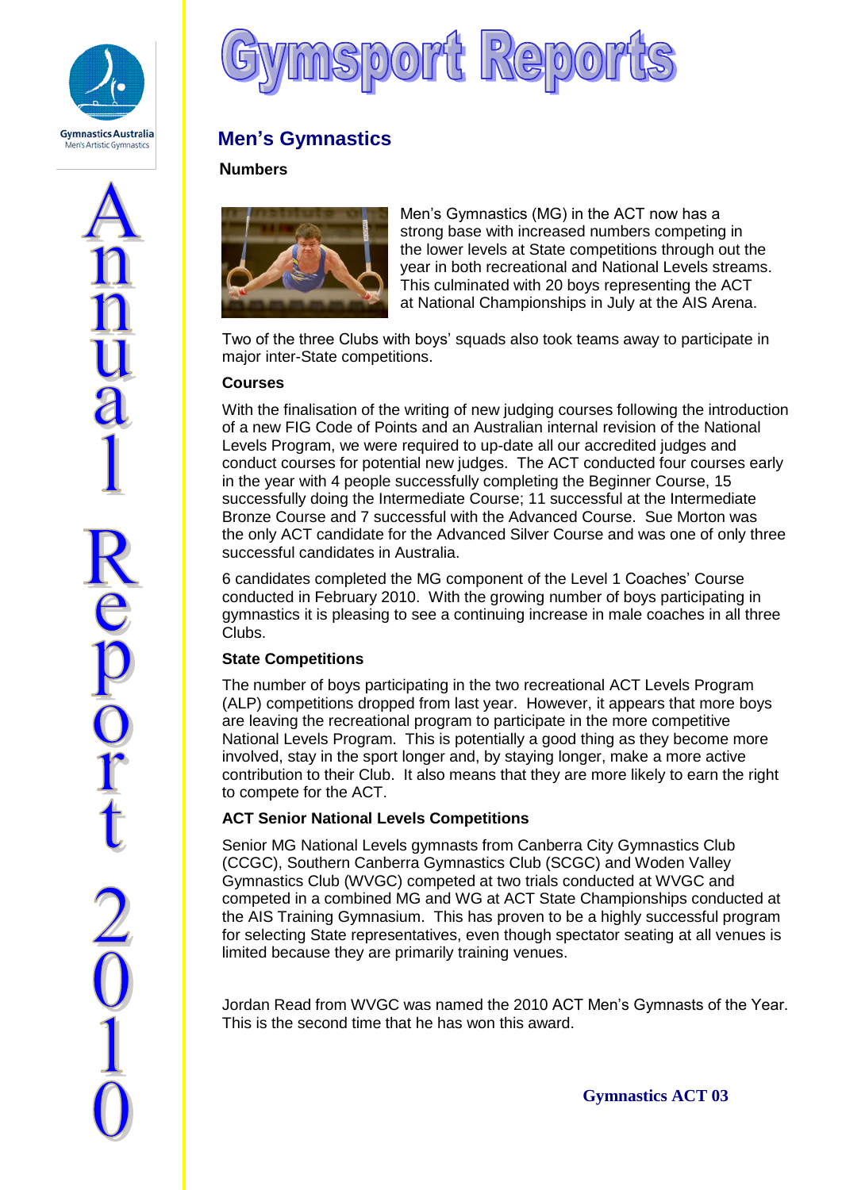# Gymsport Reports

## Men's Gymnastics

### Numbers

Men's Gymnastics (MG) in the ACT now has a strong base with increased numbers competing in the lower levels at State competitions through out the year in both recreational and National Levels streams. This culminated with 20 boys representing the ACT at National Championships in July at the AIS Arena.

Two of the three Clubs with boys' squads also took teams away to participate in major inter-State competitions.

### Courses

With the finalisation of the writing of new judging courses following the introduction of a new FIG Code of Points and an Australian internal revision of the National Levels Program, we were required to up-date all our accredited judges and conduct courses for potential new judges. The ACT conducted four courses early in the year with 4 people successfully completing the Beginner Course, 15 successfully doing the Intermediate Course; 11 successful at the Intermediate Bronze Course and 7 successful with the Advanced Course. Sue Morton was the only ACT candidate for the Advanced Silver Course and was one of only three successful candidates in Australia.

6 candidates completed the MG component of the Level 1 Coaches' Course conducted in February 2010. With the growing number of boys participating in gymnastics it is pleasing to see a continuing increase in male coaches in all three Clubs.

### State Competitions

The number of boys participating in the two recreational ACT Levels Program (ALP) competitions dropped from last year. However, it appears that more boys are leaving the recreational program to participate in the more competitive National Levels Program. This is potentially a good thing as they become more involved, stay in the sport longer and, by staying longer, make a more active contribution to their Club. It also means that they are more likely to earn the right to compete for the ACT.

### ACT Senior National Levels Competitions

Senior MG National Levels gymnasts from Canberra City Gymnastics Club (CCGC), Southern Canberra Gymnastics Club (SCGC) and Woden Valley Gymnastics Club (WVGC) competed at two trials conducted at WVGC and competed in a combined MG and WG at ACT State Championships conducted at the AIS Training Gymnasium. This has proven to be a highly successful program for selecting State representatives, even though spectator seating at all venues is limited because they are primarily training venues.

Jordan Read from WVGC was named the 2010 ACT Men's Gymnasts of the Year. This is the second time that he has won this award.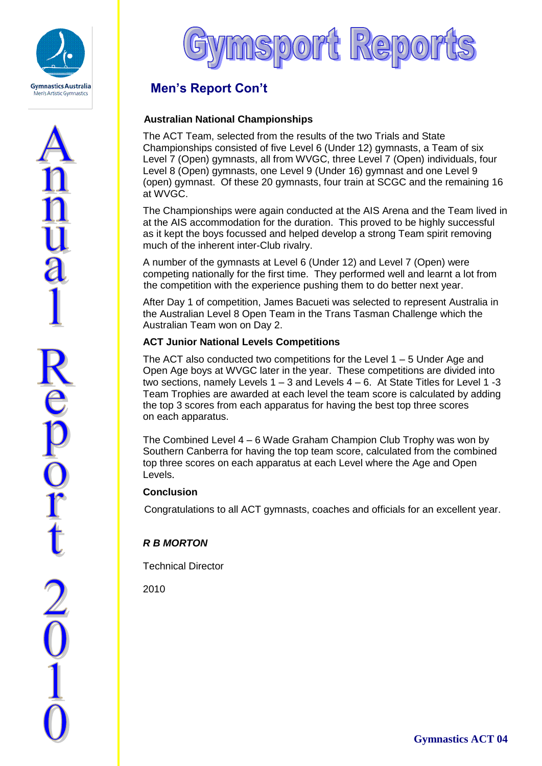# Gymsport Reports

## Men's Report Con't

### Australian National Championships

The ACT Team, selected from the results of the two Trials and State Championships consisted of five Level 6 (Under 12) gymnasts, a Team of six Level 7 (Open) gymnasts, all from WVGC, three Level 7 (Open) individuals, four Level 8 (Open) gymnasts, one Level 9 (Under 16) gymnast and one Level 9 (open) gymnast. Of these 20 gymnasts, four train at SCGC and the remaining 16 at WVGC.

The Championships were again conducted at the AIS Arena and the Team lived in at the AIS accommodation for the duration. This proved to be highly successful as it kept the boys focussed and helped develop a strong Team spirit removing much of the inherent inter-Club rivalry.

A number of the gymnasts at Level 6 (Under 12) and Level 7 (Open) were competing nationally for the first time. They performed well and learnt a lot from the competition with the experience pushing them to do better next year.

After Day 1 of competition, James Bacueti was selected to represent Australia in the Australian Level 8 Open Team in the Trans Tasman Challenge which the Australian Team won on Day 2.

### ACT Junior National Levels Competitions

The ACT also conducted two competitions for the Level 1 – 5 Under Age and Open Age boys at WVGC later in the year. These competitions are divided into two sections, namely Levels 1 – 3 and Levels 4 – 6. At State Titles for Level 1 -3 Team Trophies are awarded at each level the team score is calculated by adding the top 3 scores from each apparatus for having the best top three scores on each apparatus.

The Combined Level 4 – 6 Wade Graham Champion Club Trophy was won by Southern Canberra for having the top team score, calculated from the combined top three scores on each apparatus at each Level where the Age and Open Levels.

### Conclusion

Congratulations to all ACT gymnasts, coaches and officials for an excellent year.

***R B MORTON***

Technical Director

2010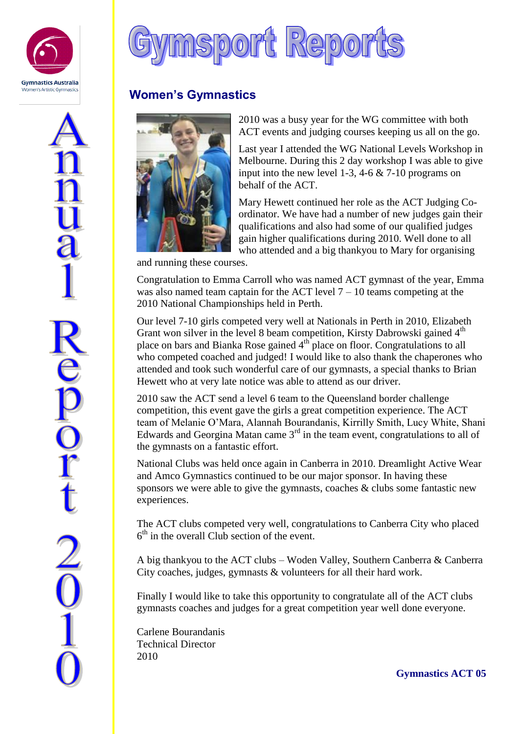# Gymsport Reports

## Women's Gymnastics

2010 was a busy year for the WG committee with both ACT events and judging courses keeping us all on the go.

Last year I attended the WG National Levels Workshop in Melbourne. During this 2 day workshop I was able to give input into the new level 1-3, 4-6 & 7-10 programs on behalf of the ACT.

Mary Hewett continued her role as the ACT Judging Co-ordinator. We have had a number of new judges gain their qualifications and also had some of our qualified judges gain higher qualifications during 2010. Well done to all who attended and a big thankyou to Mary for organising and running these courses.

Congratulation to Emma Carroll who was named ACT gymnast of the year, Emma was also named team captain for the ACT level 7 – 10 teams competing at the 2010 National Championships held in Perth.

Our level 7-10 girls competed very well at Nationals in Perth in 2010, Elizabeth Grant won silver in the level 8 beam competition, Kirsty Dabrowski gained 4th place on bars and Bianka Rose gained 4th place on floor. Congratulations to all who competed coached and judged! I would like to also thank the chaperones who attended and took such wonderful care of our gymnasts, a special thanks to Brian Hewett who at very late notice was able to attend as our driver.

2010 saw the ACT send a level 6 team to the Queensland border challenge competition, this event gave the girls a great competition experience. The ACT team of Melanie O'Mara, Alannah Bourandanis, Kirrilly Smith, Lucy White, Shani Edwards and Georgina Matan came 3rd in the team event, congratulations to all of the gymnasts on a fantastic effort.

National Clubs was held once again in Canberra in 2010. Dreamlight Active Wear and Amco Gymnastics continued to be our major sponsor. In having these sponsors we were able to give the gymnasts, coaches & clubs some fantastic new experiences.

The ACT clubs competed very well, congratulations to Canberra City who placed 6th in the overall Club section of the event.

A big thankyou to the ACT clubs – Woden Valley, Southern Canberra & Canberra City coaches, judges, gymnasts & volunteers for all their hard work.

Finally I would like to take this opportunity to congratulate all of the ACT clubs gymnasts coaches and judges for a great competition year well done everyone.

Carlene Bourandanis  
Technical Director  
2010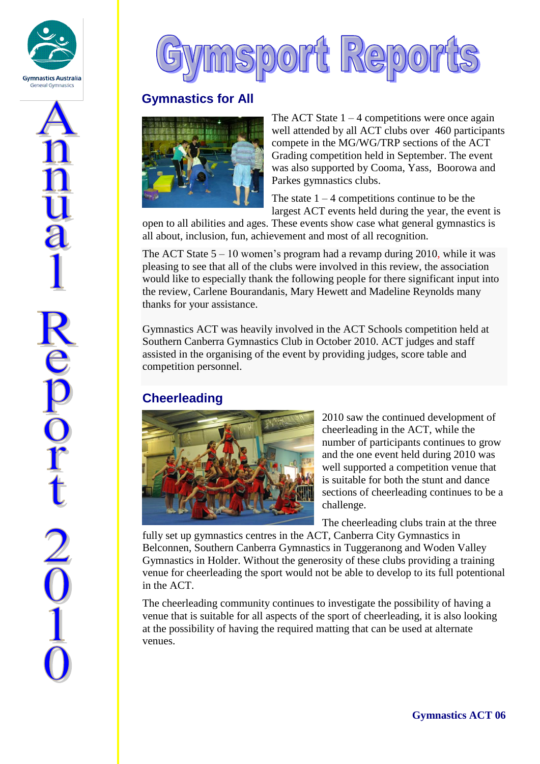# Gymsport Reports

## Gymnastics for All

The ACT State 1 – 4 competitions were once again well attended by all ACT clubs over 460 participants compete in the MG/WG/TRP sections of the ACT Grading competition held in September. The event was also supported by Cooma, Yass, Boorowa and Parkes gymnastics clubs.

The state 1 – 4 competitions continue to be the largest ACT events held during the year, the event is open to all abilities and ages. These events show case what general gymnastics is all about, inclusion, fun, achievement and most of all recognition.

The ACT State 5 – 10 women's program had a revamp during 2010, while it was pleasing to see that all of the clubs were involved in this review, the association would like to especially thank the following people for there significant input into the review, Carlene Bourandanis, Mary Hewett and Madeline Reynolds many thanks for your assistance.

Gymnastics ACT was heavily involved in the ACT Schools competition held at Southern Canberra Gymnastics Club in October 2010. ACT judges and staff assisted in the organising of the event by providing judges, score table and competition personnel.

## Cheerleading

2010 saw the continued development of cheerleading in the ACT, while the number of participants continues to grow and the one event held during 2010 was well supported a competition venue that is suitable for both the stunt and dance sections of cheerleading continues to be a challenge.

The cheerleading clubs train at the three fully set up gymnastics centres in the ACT, Canberra City Gymnastics in Belconnen, Southern Canberra Gymnastics in Tuggeranong and Woden Valley Gymnastics in Holder. Without the generosity of these clubs providing a training venue for cheerleading the sport would not be able to develop to its full potentional in the ACT.

The cheerleading community continues to investigate the possibility of having a venue that is suitable for all aspects of the sport of cheerleading, it is also looking at the possibility of having the required matting that can be used at alternate venues.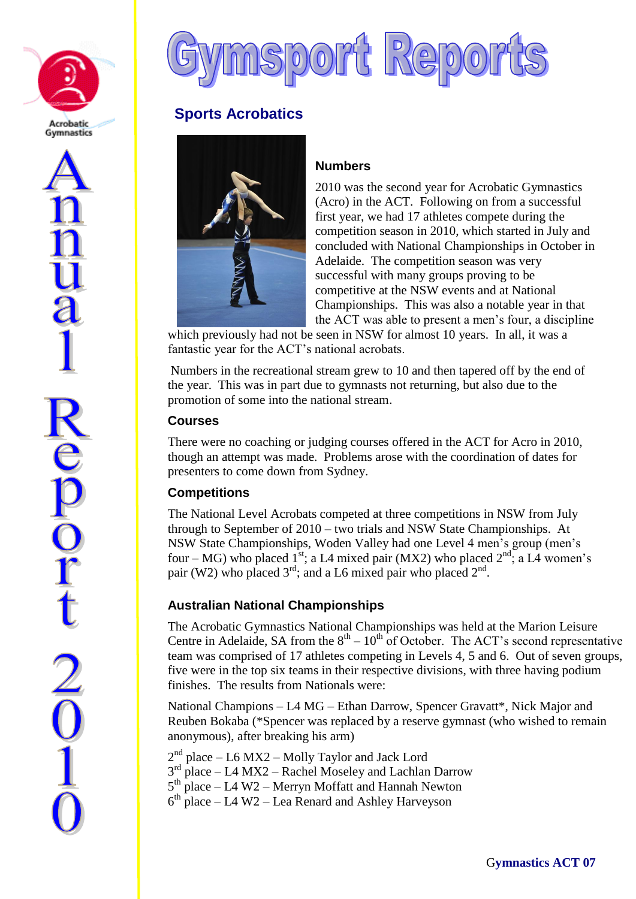# Gymsport Reports

## Sports Acrobatics

### Numbers

2010 was the second year for Acrobatic Gymnastics (Acro) in the ACT. Following on from a successful first year, we had 17 athletes compete during the competition season in 2010, which started in July and concluded with National Championships in October in Adelaide. The competition season was very successful with many groups proving to be competitive at the NSW events and at National Championships. This was also a notable year in that the ACT was able to present a men's four, a discipline which previously had not be seen in NSW for almost 10 years. In all, it was a fantastic year for the ACT's national acrobats.

Numbers in the recreational stream grew to 10 and then tapered off by the end of the year. This was in part due to gymnasts not returning, but also due to the promotion of some into the national stream.

### Courses

There were no coaching or judging courses offered in the ACT for Acro in 2010, though an attempt was made. Problems arose with the coordination of dates for presenters to come down from Sydney.

### Competitions

The National Level Acrobats competed at three competitions in NSW from July through to September of 2010 – two trials and NSW State Championships. At NSW State Championships, Woden Valley had one Level 4 men's group (men's four – MG) who placed 1st; a L4 mixed pair (MX2) who placed 2nd; a L4 women's pair (W2) who placed 3rd; and a L6 mixed pair who placed 2nd.

### Australian National Championships

The Acrobatic Gymnastics National Championships was held at the Marion Leisure Centre in Adelaide, SA from the 8th – 10th of October. The ACT's second representative team was comprised of 17 athletes competing in Levels 4, 5 and 6. Out of seven groups, five were in the top six teams in their respective divisions, with three having podium finishes. The results from Nationals were:

National Champions – L4 MG – Ethan Darrow, Spencer Gravatt*, Nick Major and Reuben Bokaba (*Spencer was replaced by a reserve gymnast (who wished to remain anonymous), after breaking his arm)

2nd place – L6 MX2 – Molly Taylor and Jack Lord
3rd place – L4 MX2 – Rachel Moseley and Lachlan Darrow
5th place – L4 W2 – Merryn Moffatt and Hannah Newton
6th place – L4 W2 – Lea Renard and Ashley Harveyson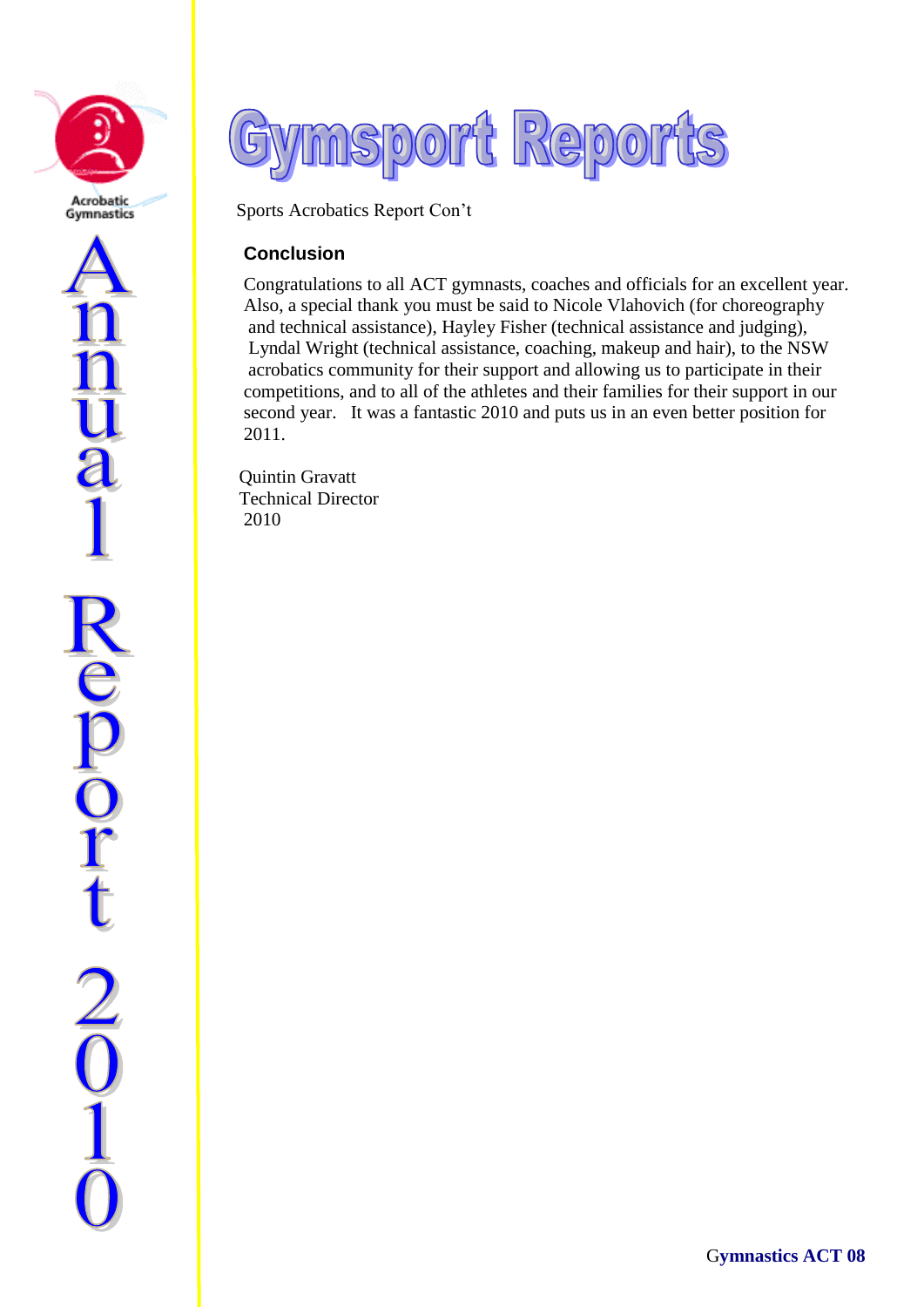# Gymsport Reports

Sports Acrobatics Report Con't

### Conclusion

Congratulations to all ACT gymnasts, coaches and officials for an excellent year. Also, a special thank you must be said to Nicole Vlahovich (for choreography and technical assistance), Hayley Fisher (technical assistance and judging), Lyndal Wright (technical assistance, coaching, makeup and hair), to the NSW acrobatics community for their support and allowing us to participate in their competitions, and to all of the athletes and their families for their support in our second year. It was a fantastic 2010 and puts us in an even better position for 2011.

Quintin Gravatt
Technical Director
2010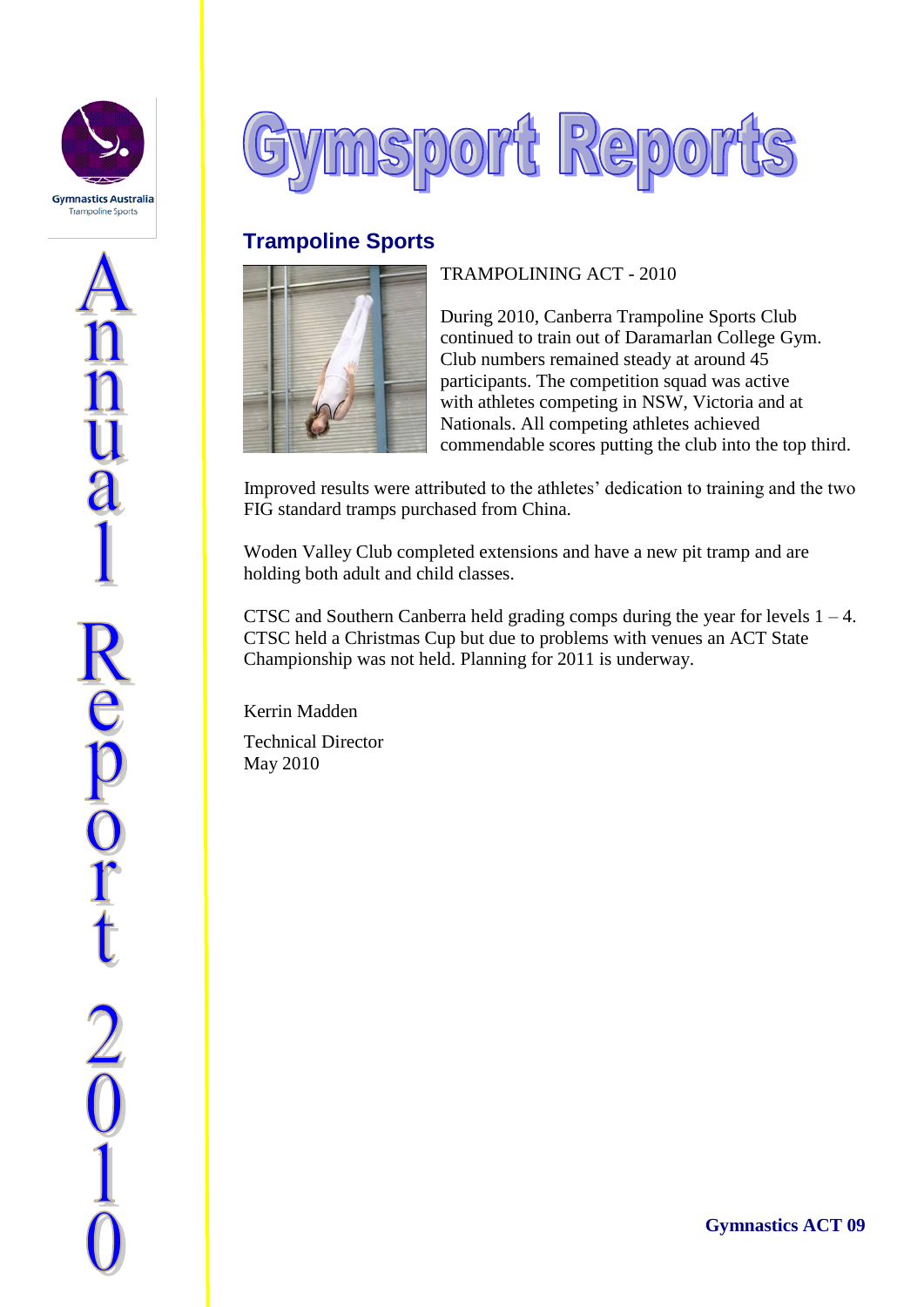# Gymsport Reports

## Trampoline Sports

TRAMPOLINING ACT - 2010

During 2010, Canberra Trampoline Sports Club continued to train out of Daramarlan College Gym. Club numbers remained steady at around 45 participants. The competition squad was active with athletes competing in NSW, Victoria and at Nationals. All competing athletes achieved commendable scores putting the club into the top third.

Improved results were attributed to the athletes' dedication to training and the two FIG standard tramps purchased from China.

Woden Valley Club completed extensions and have a new pit tramp and are holding both adult and child classes.

CTSC and Southern Canberra held grading comps during the year for levels 1 – 4. CTSC held a Christmas Cup but due to problems with venues an ACT State Championship was not held. Planning for 2011 is underway.

Kerrin Madden

Technical Director
May 2010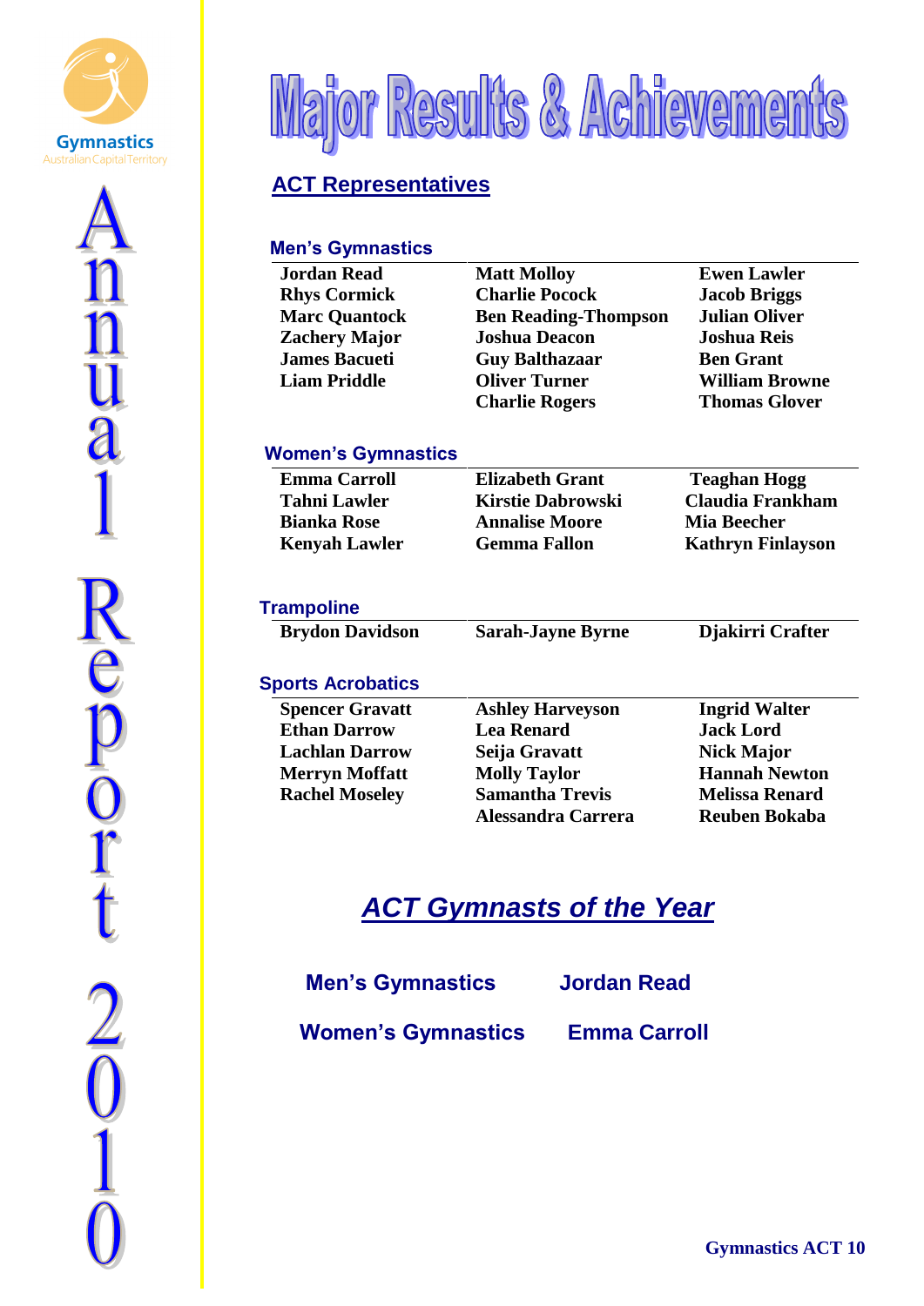# Major Results & Achievements

## ACT Representatives

### Men's Gymnastics

| | | |
|---|---|---|
| **Jordan Read** | **Matt Molloy** | **Ewen Lawler** |
| **Rhys Cormick** | **Charlie Pocock** | **Jacob Briggs** |
| **Marc Quantock** | **Ben Reading-Thompson** | **Julian Oliver** |
| **Zachery Major** | **Joshua Deacon** | **Joshua Reis** |
| **James Bacueti** | **Guy Balthazaar** | **Ben Grant** |
| **Liam Priddle** | **Oliver Turner** | **William Browne** |
| | **Charlie Rogers** | **Thomas Glover** |

### Women's Gymnastics

| | | |
|---|---|---|
| **Emma Carroll** | **Elizabeth Grant** | **Teaghan Hogg** |
| **Tahni Lawler** | **Kirstie Dabrowski** | **Claudia Frankham** |
| **Bianka Roose** | **Annalise Moore** | **Mia Beecher** |
| **Kenyah Lawler** | **Gemma Fallon** | **Kathryn Finlayson** |

### Trampoline

| | | |
|---|---|---|
| **Brydon Davidson** | **Sarah-Jayne Byrne** | **Djakirri Crafter** |

### Sports Acrobatics

| | | |
|---|---|---|
| **Spencer Gravatt** | **Ashley Harveyson** | **Ingrid Walter** |
| **Ethan Darrow** | **Lea Renard** | **Jack Lord** |
| **Lachlan Darrow** | **Seija Gravatt** | **Nick Major** |
| **Merryn Moffatt** | **Molly Taylor** | **Hannah Newton** |
| **Rachel Moseley** | **Samantha Trevis** | **Melissa Renard** |
| | **Alessandra Carrera** | **Reuben Bokaba** |

## *ACT Gymnasts of the Year*

| | |
|---|---|
| **Men's Gymnastics** | **Jordan Read** |
| **Women's Gymnastics** | **Emma Carroll** |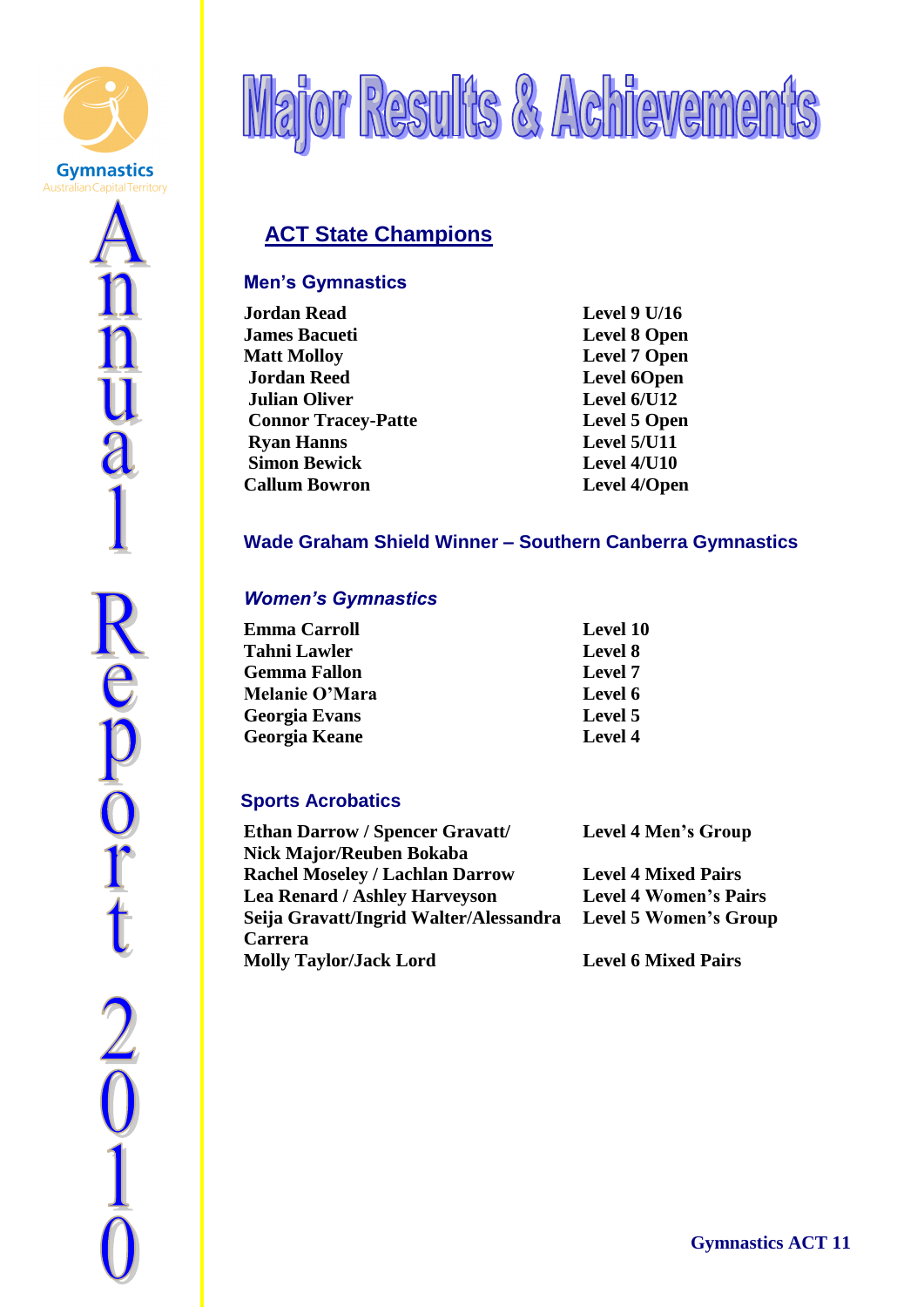# Major Results & Achievements

## ACT State Champions

### Men's Gymnastics

| | |
|---|---|
| **Jordan Read** | **Level 9 U/16** |
| **James Bacueti** | **Level 8 Open** |
| **Matt Molloy** | **Level 7 Open** |
| **Jordan Reed** | **Level 6Open** |
| **Julian Oliver** | **Level 6/U12** |
| **Connor Tracey-Patte** | **Level 5 Open** |
| **Ryan Hanns** | **Level 5/U11** |
| **Simon Bewick** | **Level 4/U10** |
| **Callum Bowron** | **Level 4/Open** |

### Wade Graham Shield Winner – Southern Canberra Gymnastics

### *Women's Gymnastics*

| | |
|---|---|
| **Emma Carroll** | **Level 10** |
| **Tahni Lawler** | **Level 8** |
| **Gemma Fallon** | **Level 7** |
| **Melanie O'Mara** | **Level 6** |
| **Georgia Evans** | **Level 5** |
| **Georgia Keane** | **Level 4** |

### Sports Acrobatics

| | |
|---|---|
| **Ethan Darrow / Spencer Gravatt/ Nick Major/Reuben Bokaba** | **Level 4 Men's Group** |
| **Rachel Moseley / Lachlan Darrow** | **Level 4 Mixed Pairs** |
| **Lea Renard / Ashley Harveyson** | **Level 4 Women's Pairs** |
| **Seija Gravatt/Ingrid Walter/Alessandra Carrera** | **Level 5 Women's Group** |
| **Molly Taylor/Jack Lord** | **Level 6 Mixed Pairs** |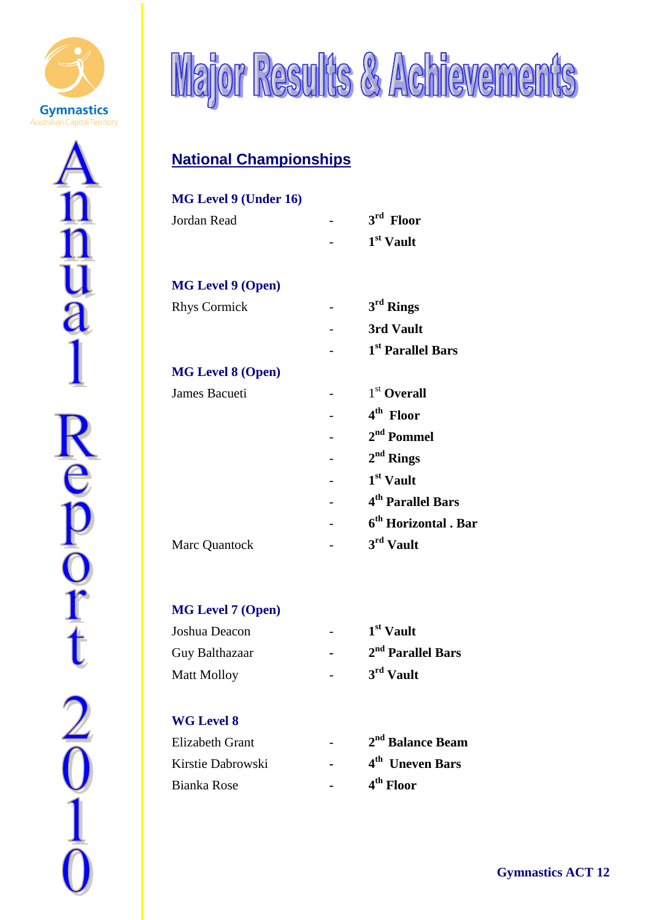# Major Results & Achievements

## National Championships

**MG Level 9 (Under 16)**

Jordan Read - **3rd Floor**
- **1st Vault**

**MG Level 9 (Open)**

Rhys Cormick - **3rd Rings**
- **3rd Vault**
- **1st Parallel Bars**

**MG Level 8 (Open)**

James Bacueti - 1st **Overall**
- **4th Floor**
- **2nd Pommel**
- **2nd Rings**
- **1st Vault**
- **4th Parallel Bars**
- **6th Horizontal . Bar**

Marc Quantock - **3rd Vault**

**MG Level 7 (Open)**

Joshua Deacon - **1st Vault**

Guy Balthazaar - **2nd Parallel Bars**

Matt Molloy - **3rd Vault**

**WG Level 8**

Elizabeth Grant - **2nd Balance Beam**

Kirstie Dabrowski - **4th Uneven Bars**

Bianka Rose - **4th Floor**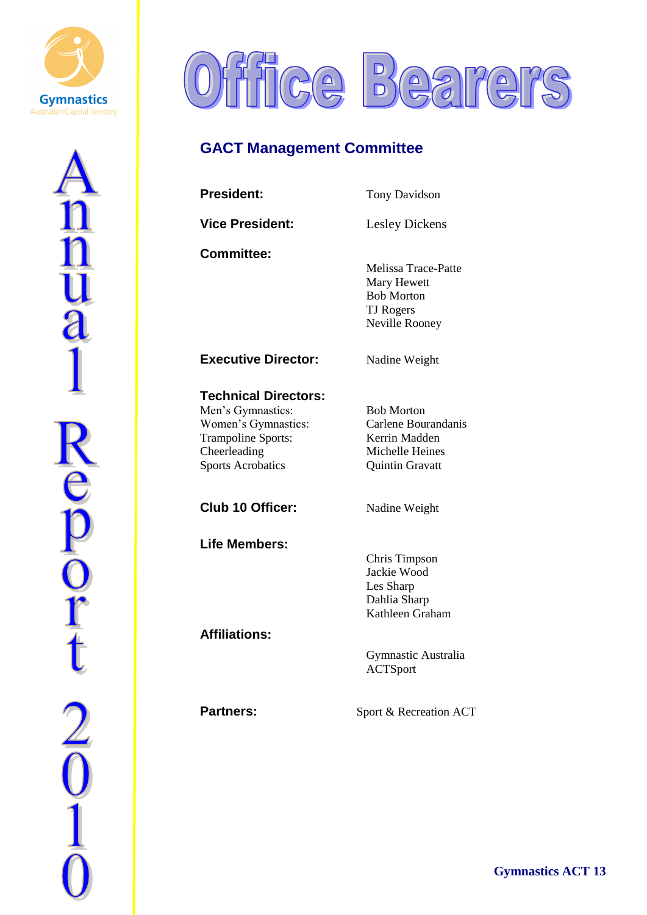# Office Bearers

## GACT Management Committee

**President:** Tony Davidson

**Vice President:** Lesley Dickens

**Committee:**

Melissa Trace-Patte
Mary Hewett
Bob Morton
TJ Rogers
Neville Rooney

**Executive Director:** Nadine Weight

**Technical Directors:**

| | |
|---|---|
| Men's Gymnastics: | Bob Morton |
| Women's Gymnastics: | Carlene Bourandanis |
| Trampoline Sports: | Kerrin Madden |
| Cheerleading | Michelle Heines |
| Sports Acrobatics | Quintin Gravatt |

**Club 10 Officer:** Nadine Weight

**Life Members:**

Chris Timpson
Jackie Wood
Les Sharp
Dahlia Sharp
Kathleen Graham

**Affiliations:**

Gymnastic Australia
ACTSport

**Partners:** Sport & Recreation ACT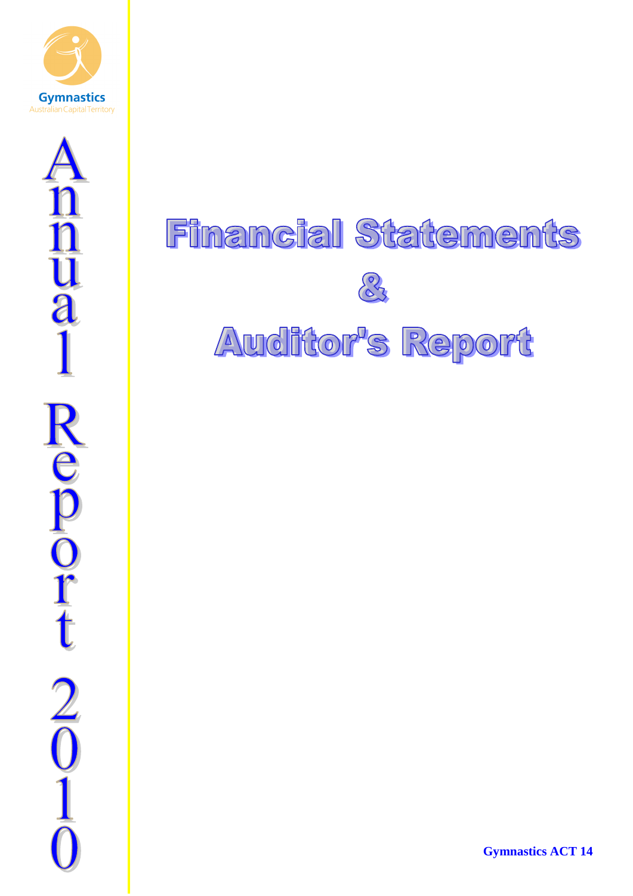# Financial Statements

# &

# Auditor's Report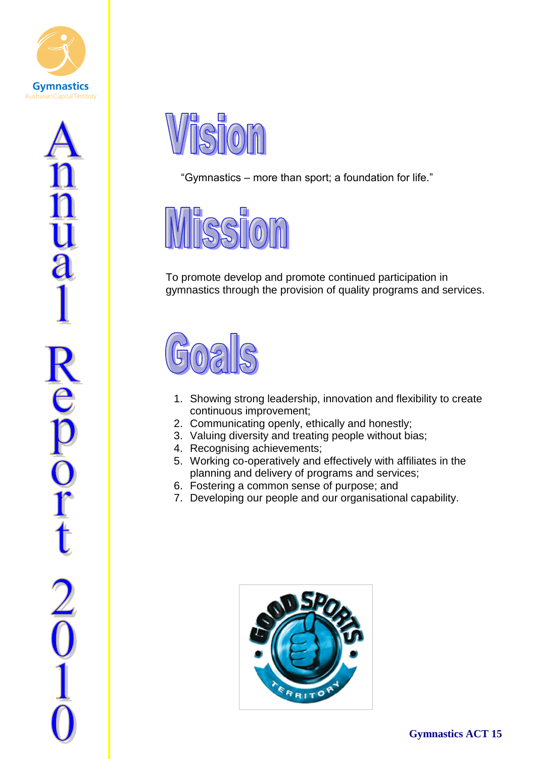# Vision

"Gymnastics – more than sport; a foundation for life."

# Mission

To promote develop and promote continued participation in gymnastics through the provision of quality programs and services.

# Goals

1. Showing strong leadership, innovation and flexibility to create continuous improvement;
2. Communicating openly, ethically and honestly;
3. Valuing diversity and treating people without bias;
4. Recognising achievements;
5. Working co-operatively and effectively with affiliates in the planning and delivery of programs and services;
6. Fostering a common sense of purpose; and
7. Developing our people and our organisational capability.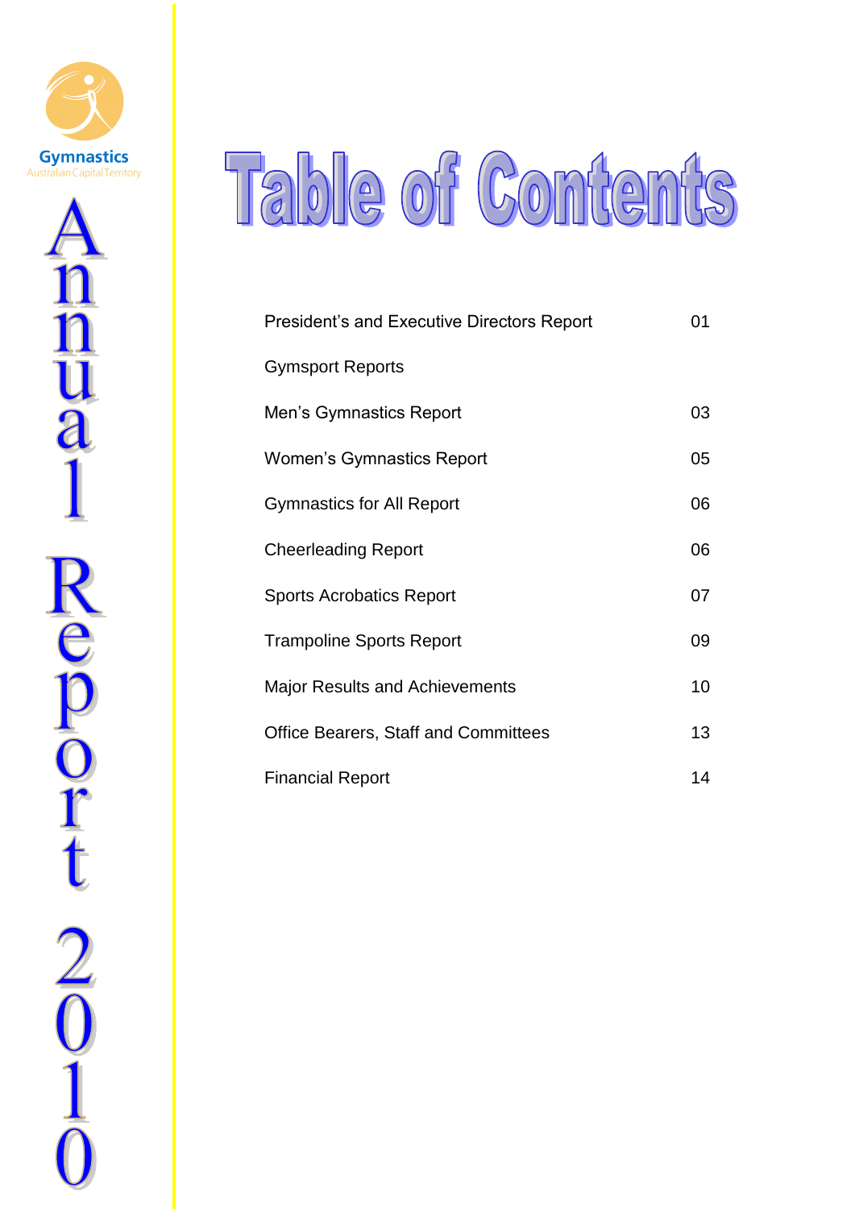Gymnastics
Australian Capital Territory

Annual Report 2010

# Table of Contents

| | |
|---|---|
| President's and Executive Directors Report | 01 |
| Gymsport Reports | |
| Men's Gymnastics Report | 03 |
| Women's Gymnastics Report | 05 |
| Gymnastics for All Report | 06 |
| Cheerleading Report | 06 |
| Sports Acrobatics Report | 07 |
| Trampoline Sports Report | 09 |
| Major Results and Achievements | 10 |
| Office Bearers, Staff and Committees | 13 |
| Financial Report | 14 |